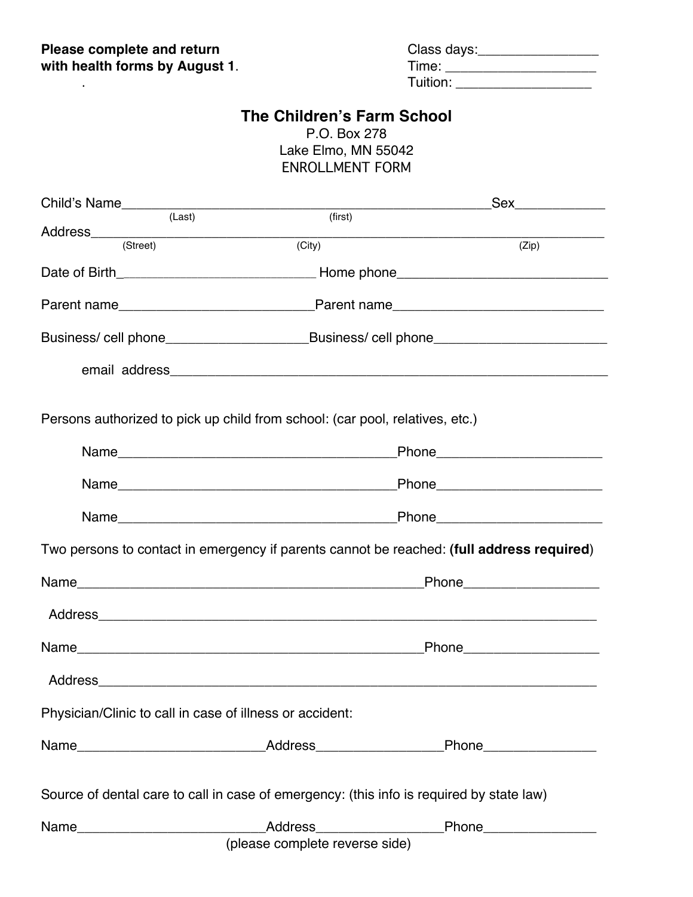**Please complete and return with health forms by August 1.**

Class days:________________
Time: ____________________
Tuition: __________________

# The Children's Farm School

P.O. Box 278
Lake Elmo, MN 55042
ENROLLMENT FORM

Child's Name_______________________________________________Sex____________
(Last) (first)

Address___________________________________________________________________
(Street) (City) (Zip)

Date of Birth__________________________ Home phone____________________________

Parent name__________________________Parent name____________________________

Business/ cell phone___________________Business/ cell phone_______________________

email address___________________________________________________________

Persons authorized to pick up child from school: (car pool, relatives, etc.)

Name_____________________________________Phone______________________

Name_____________________________________Phone______________________

Name_____________________________________Phone______________________

Two persons to contact in emergency if parents cannot be reached: (**full address required**)

Name_____________________________________________Phone__________________

Address_________________________________________________________________

Name_____________________________________________Phone__________________

Address_________________________________________________________________

Physician/Clinic to call in case of illness or accident:

Name_________________________Address_________________Phone_______________

Source of dental care to call in case of emergency: (this info is required by state law)

Name_________________________Address_________________Phone_______________

(please complete reverse side)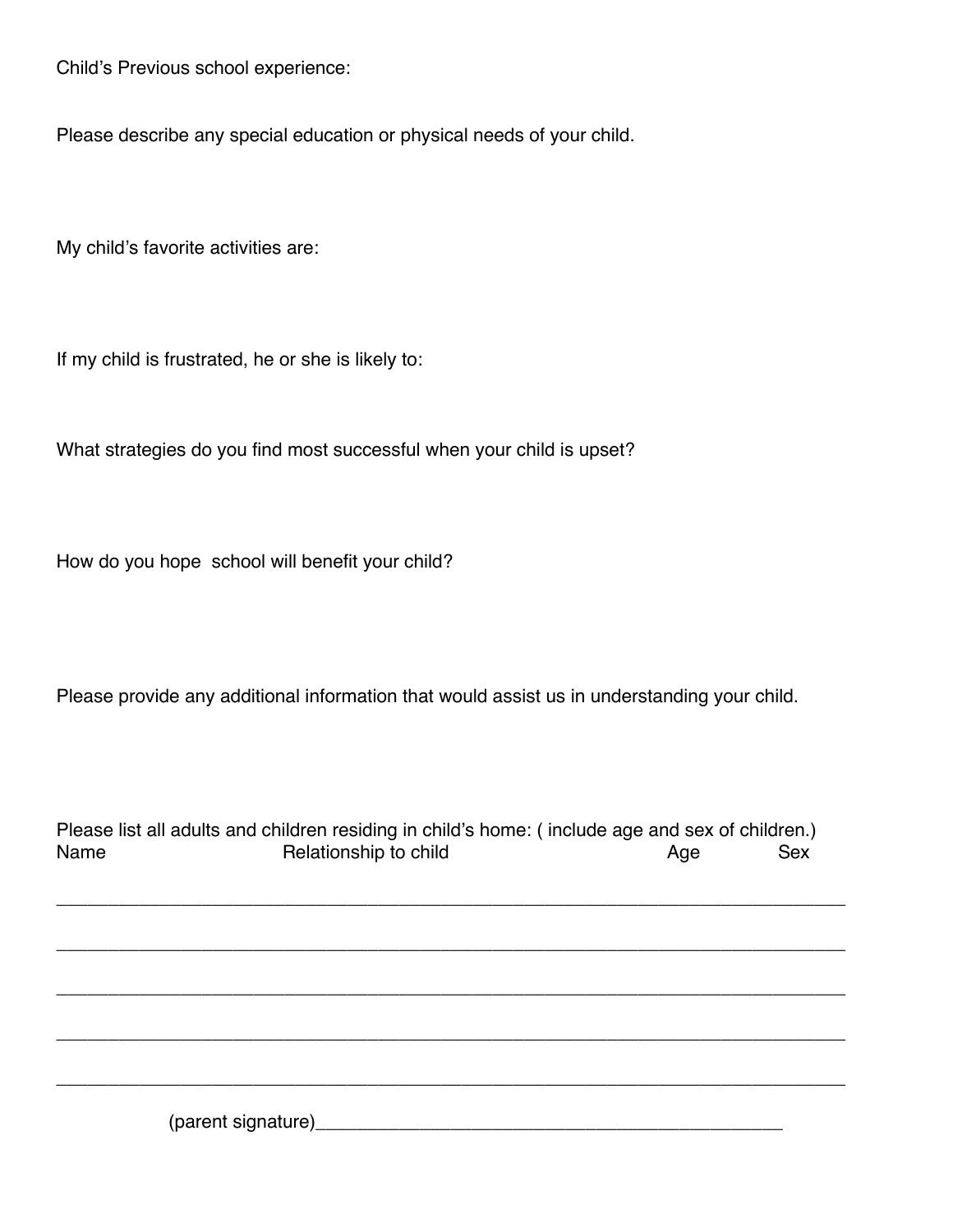Child's Previous school experience:

Please describe any special education or physical needs of your child.

My child's favorite activities are:

If my child is frustrated, he or she is likely to:

What strategies do you find most successful when your child is upset?

How do you hope school will benefit your child?

Please provide any additional information that would assist us in understanding your child.

Please list all adults and children residing in child's home: ( include age and sex of children.)

| Name | Relationship to child | Age | Sex |
| --- | --- | --- | --- |
| | | | |
| | | | |
| | | | |
| | | | |
| | | | |

(parent signature)_______________________________________________